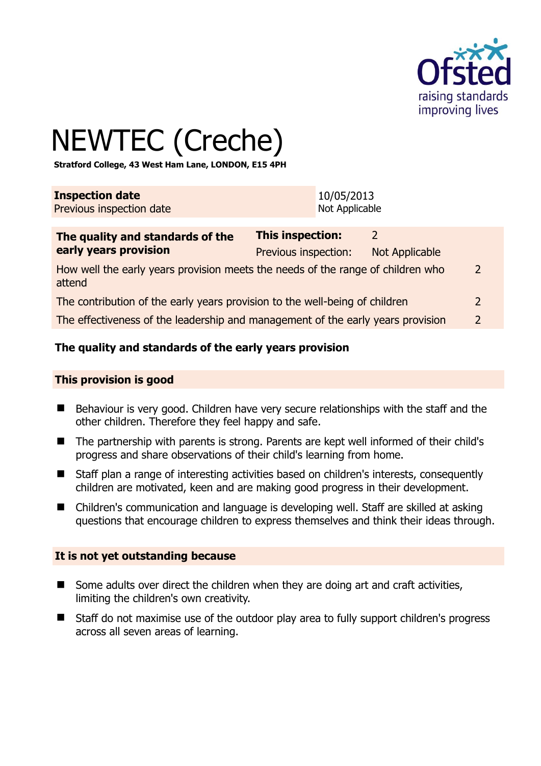# NEWTEC (Creche)

**Stratford College, 43 West Ham Lane, LONDON, E15 4PH**

| **Inspection date** | 10/05/2013 |
|---|---|
| Previous inspection date | Not Applicable |

| **The quality and standards of the early years provision** | **This inspection:** | 2 | |
|---|---|---|---|
| | Previous inspection: | Not Applicable | |
| How well the early years provision meets the needs of the range of children who attend | | | 2 |
| The contribution of the early years provision to the well-being of children | | | 2 |
| The effectiveness of the leadership and management of the early years provision | | | 2 |

## The quality and standards of the early years provision

### This provision is good

- Behaviour is very good. Children have very secure relationships with the staff and the other children. Therefore they feel happy and safe.
- The partnership with parents is strong. Parents are kept well informed of their child's progress and share observations of their child's learning from home.
- Staff plan a range of interesting activities based on children's interests, consequently children are motivated, keen and are making good progress in their development.
- Children's communication and language is developing well. Staff are skilled at asking questions that encourage children to express themselves and think their ideas through.

### It is not yet outstanding because

- Some adults over direct the children when they are doing art and craft activities, limiting the children's own creativity.
- Staff do not maximise use of the outdoor play area to fully support children's progress across all seven areas of learning.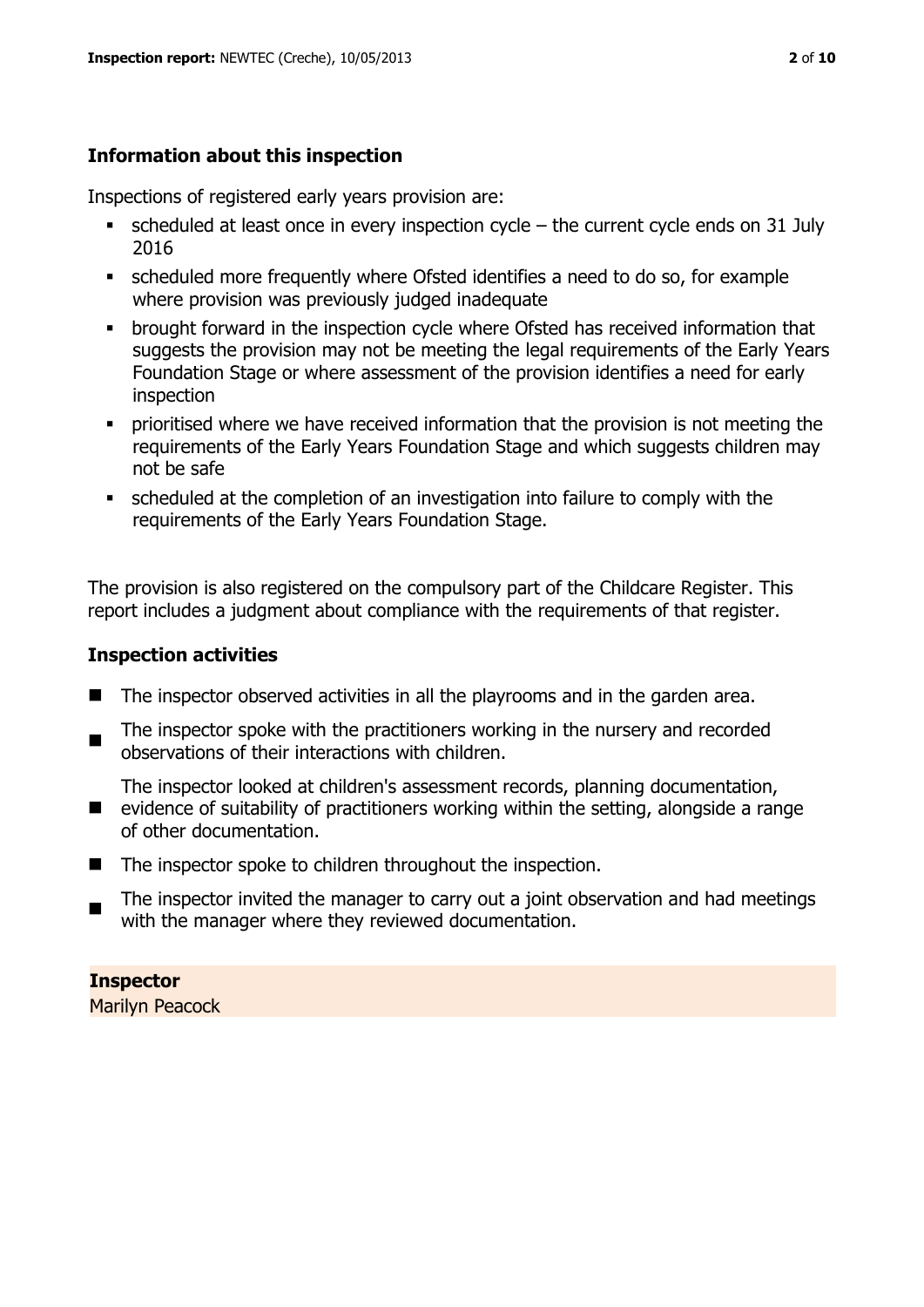## Information about this inspection

Inspections of registered early years provision are:

- scheduled at least once in every inspection cycle – the current cycle ends on 31 July 2016
- scheduled more frequently where Ofsted identifies a need to do so, for example where provision was previously judged inadequate
- brought forward in the inspection cycle where Ofsted has received information that suggests the provision may not be meeting the legal requirements of the Early Years Foundation Stage or where assessment of the provision identifies a need for early inspection
- prioritised where we have received information that the provision is not meeting the requirements of the Early Years Foundation Stage and which suggests children may not be safe
- scheduled at the completion of an investigation into failure to comply with the requirements of the Early Years Foundation Stage.

The provision is also registered on the compulsory part of the Childcare Register. This report includes a judgment about compliance with the requirements of that register.

## Inspection activities

- The inspector observed activities in all the playrooms and in the garden area.
- The inspector spoke with the practitioners working in the nursery and recorded observations of their interactions with children.
- The inspector looked at children's assessment records, planning documentation, evidence of suitability of practitioners working within the setting, alongside a range of other documentation.
- The inspector spoke to children throughout the inspection.
- The inspector invited the manager to carry out a joint observation and had meetings with the manager where they reviewed documentation.

**Inspector**
Marilyn Peacock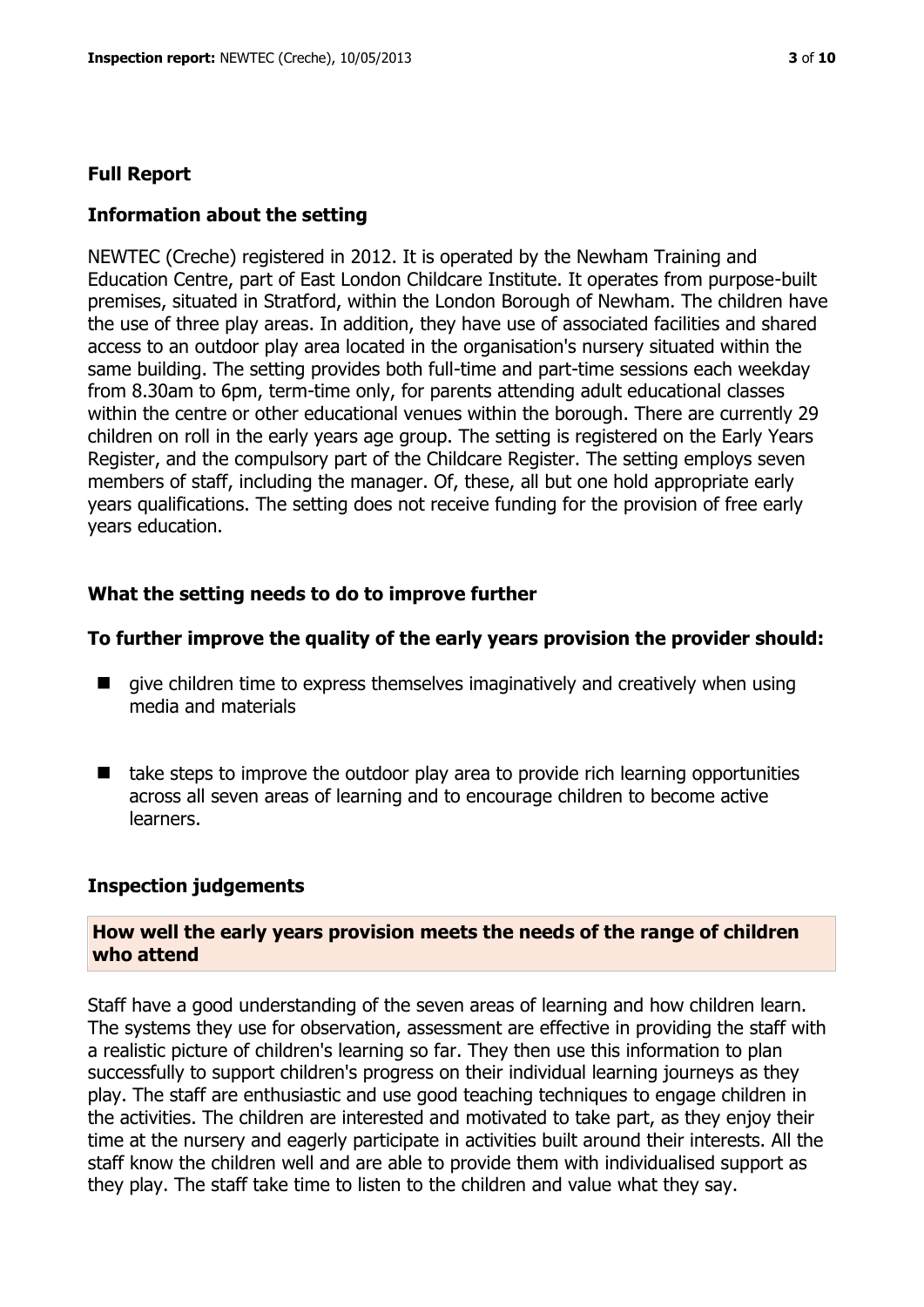## Full Report

### Information about the setting

NEWTEC (Creche) registered in 2012. It is operated by the Newham Training and Education Centre, part of East London Childcare Institute. It operates from purpose-built premises, situated in Stratford, within the London Borough of Newham. The children have the use of three play areas. In addition, they have use of associated facilities and shared access to an outdoor play area located in the organisation's nursery situated within the same building. The setting provides both full-time and part-time sessions each weekday from 8.30am to 6pm, term-time only, for parents attending adult educational classes within the centre or other educational venues within the borough. There are currently 29 children on roll in the early years age group. The setting is registered on the Early Years Register, and the compulsory part of the Childcare Register. The setting employs seven members of staff, including the manager. Of, these, all but one hold appropriate early years qualifications. The setting does not receive funding for the provision of free early years education.

### What the setting needs to do to improve further

### To further improve the quality of the early years provision the provider should:

- give children time to express themselves imaginatively and creatively when using media and materials
- take steps to improve the outdoor play area to provide rich learning opportunities across all seven areas of learning and to encourage children to become active learners.

### Inspection judgements

#### How well the early years provision meets the needs of the range of children who attend

Staff have a good understanding of the seven areas of learning and how children learn. The systems they use for observation, assessment are effective in providing the staff with a realistic picture of children's learning so far. They then use this information to plan successfully to support children's progress on their individual learning journeys as they play. The staff are enthusiastic and use good teaching techniques to engage children in the activities. The children are interested and motivated to take part, as they enjoy their time at the nursery and eagerly participate in activities built around their interests. All the staff know the children well and are able to provide them with individualised support as they play. The staff take time to listen to the children and value what they say.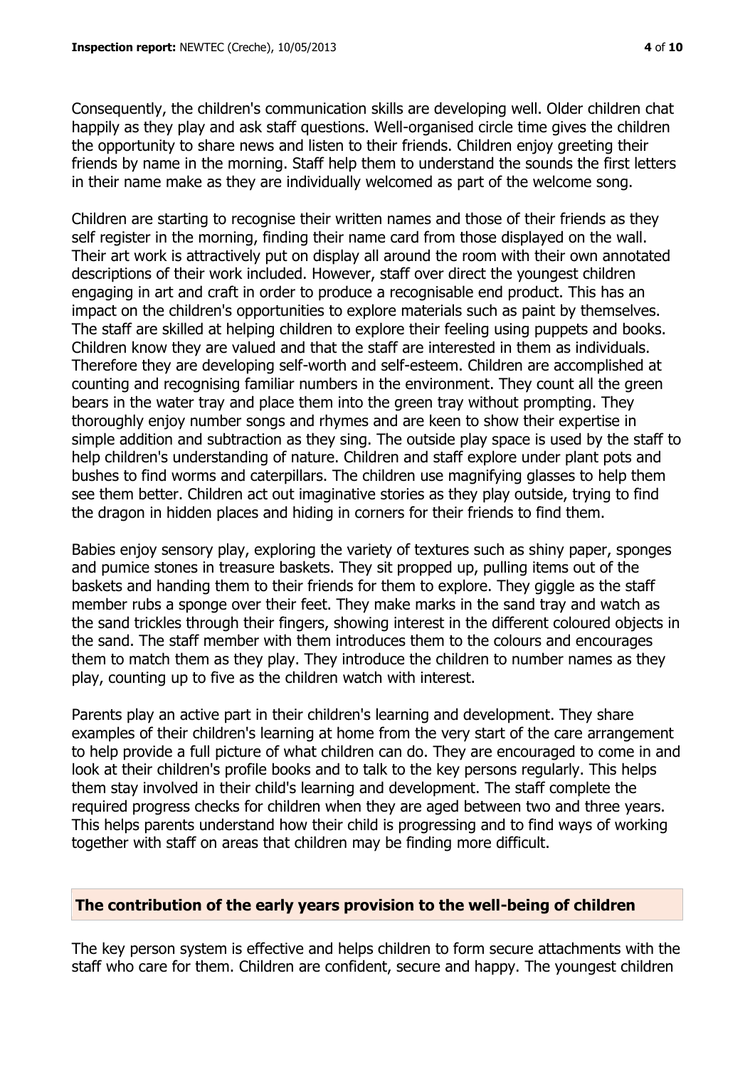Consequently, the children's communication skills are developing well. Older children chat happily as they play and ask staff questions. Well-organised circle time gives the children the opportunity to share news and listen to their friends. Children enjoy greeting their friends by name in the morning. Staff help them to understand the sounds the first letters in their name make as they are individually welcomed as part of the welcome song.

Children are starting to recognise their written names and those of their friends as they self register in the morning, finding their name card from those displayed on the wall. Their art work is attractively put on display all around the room with their own annotated descriptions of their work included. However, staff over direct the youngest children engaging in art and craft in order to produce a recognisable end product. This has an impact on the children's opportunities to explore materials such as paint by themselves. The staff are skilled at helping children to explore their feeling using puppets and books. Children know they are valued and that the staff are interested in them as individuals. Therefore they are developing self-worth and self-esteem. Children are accomplished at counting and recognising familiar numbers in the environment. They count all the green bears in the water tray and place them into the green tray without prompting. They thoroughly enjoy number songs and rhymes and are keen to show their expertise in simple addition and subtraction as they sing. The outside play space is used by the staff to help children's understanding of nature. Children and staff explore under plant pots and bushes to find worms and caterpillars. The children use magnifying glasses to help them see them better. Children act out imaginative stories as they play outside, trying to find the dragon in hidden places and hiding in corners for their friends to find them.

Babies enjoy sensory play, exploring the variety of textures such as shiny paper, sponges and pumice stones in treasure baskets. They sit propped up, pulling items out of the baskets and handing them to their friends for them to explore. They giggle as the staff member rubs a sponge over their feet. They make marks in the sand tray and watch as the sand trickles through their fingers, showing interest in the different coloured objects in the sand. The staff member with them introduces them to the colours and encourages them to match them as they play. They introduce the children to number names as they play, counting up to five as the children watch with interest.

Parents play an active part in their children's learning and development. They share examples of their children's learning at home from the very start of the care arrangement to help provide a full picture of what children can do. They are encouraged to come in and look at their children's profile books and to talk to the key persons regularly. This helps them stay involved in their child's learning and development. The staff complete the required progress checks for children when they are aged between two and three years. This helps parents understand how their child is progressing and to find ways of working together with staff on areas that children may be finding more difficult.

## The contribution of the early years provision to the well-being of children

The key person system is effective and helps children to form secure attachments with the staff who care for them. Children are confident, secure and happy. The youngest children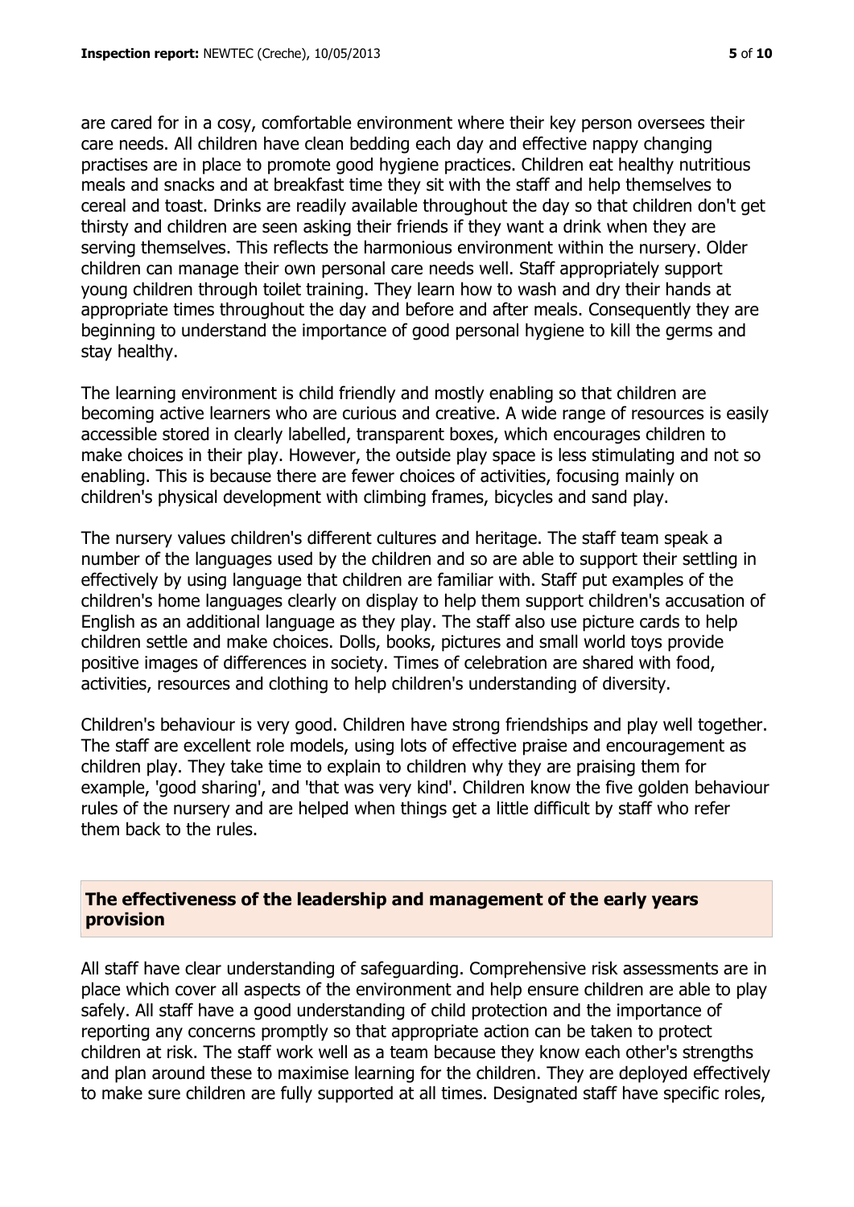are cared for in a cosy, comfortable environment where their key person oversees their care needs. All children have clean bedding each day and effective nappy changing practises are in place to promote good hygiene practices. Children eat healthy nutritious meals and snacks and at breakfast time they sit with the staff and help themselves to cereal and toast. Drinks are readily available throughout the day so that children don't get thirsty and children are seen asking their friends if they want a drink when they are serving themselves. This reflects the harmonious environment within the nursery. Older children can manage their own personal care needs well. Staff appropriately support young children through toilet training. They learn how to wash and dry their hands at appropriate times throughout the day and before and after meals. Consequently they are beginning to understand the importance of good personal hygiene to kill the germs and stay healthy.

The learning environment is child friendly and mostly enabling so that children are becoming active learners who are curious and creative. A wide range of resources is easily accessible stored in clearly labelled, transparent boxes, which encourages children to make choices in their play. However, the outside play space is less stimulating and not so enabling. This is because there are fewer choices of activities, focusing mainly on children's physical development with climbing frames, bicycles and sand play.

The nursery values children's different cultures and heritage. The staff team speak a number of the languages used by the children and so are able to support their settling in effectively by using language that children are familiar with. Staff put examples of the children's home languages clearly on display to help them support children's accusation of English as an additional language as they play. The staff also use picture cards to help children settle and make choices. Dolls, books, pictures and small world toys provide positive images of differences in society. Times of celebration are shared with food, activities, resources and clothing to help children's understanding of diversity.

Children's behaviour is very good. Children have strong friendships and play well together. The staff are excellent role models, using lots of effective praise and encouragement as children play. They take time to explain to children why they are praising them for example, 'good sharing', and 'that was very kind'. Children know the five golden behaviour rules of the nursery and are helped when things get a little difficult by staff who refer them back to the rules.

## The effectiveness of the leadership and management of the early years provision

All staff have clear understanding of safeguarding. Comprehensive risk assessments are in place which cover all aspects of the environment and help ensure children are able to play safely. All staff have a good understanding of child protection and the importance of reporting any concerns promptly so that appropriate action can be taken to protect children at risk. The staff work well as a team because they know each other's strengths and plan around these to maximise learning for the children. They are deployed effectively to make sure children are fully supported at all times. Designated staff have specific roles,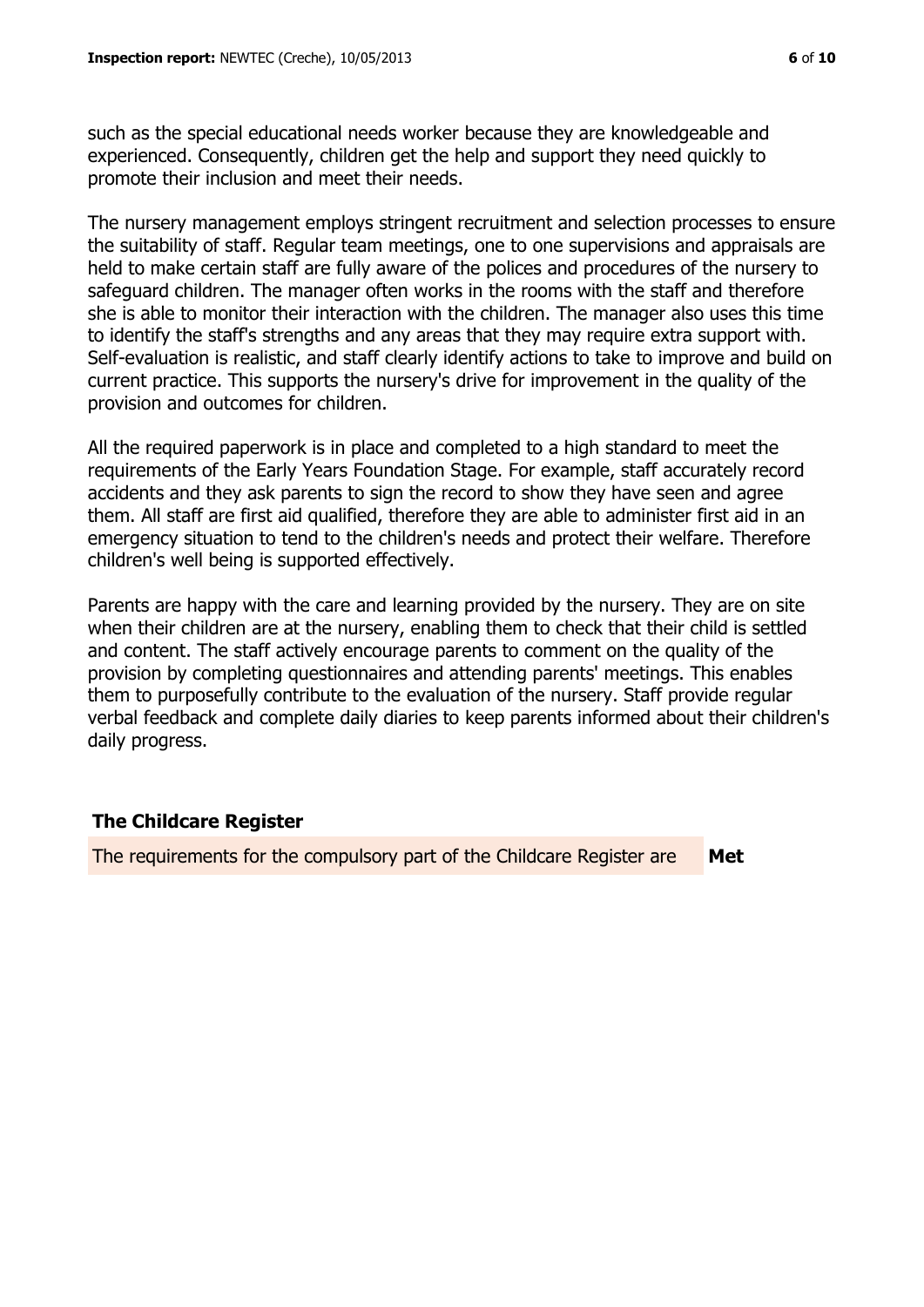such as the special educational needs worker because they are knowledgeable and experienced. Consequently, children get the help and support they need quickly to promote their inclusion and meet their needs.

The nursery management employs stringent recruitment and selection processes to ensure the suitability of staff. Regular team meetings, one to one supervisions and appraisals are held to make certain staff are fully aware of the polices and procedures of the nursery to safeguard children. The manager often works in the rooms with the staff and therefore she is able to monitor their interaction with the children. The manager also uses this time to identify the staff's strengths and any areas that they may require extra support with. Self-evaluation is realistic, and staff clearly identify actions to take to improve and build on current practice. This supports the nursery's drive for improvement in the quality of the provision and outcomes for children.

All the required paperwork is in place and completed to a high standard to meet the requirements of the Early Years Foundation Stage. For example, staff accurately record accidents and they ask parents to sign the record to show they have seen and agree them. All staff are first aid qualified, therefore they are able to administer first aid in an emergency situation to tend to the children's needs and protect their welfare. Therefore children's well being is supported effectively.

Parents are happy with the care and learning provided by the nursery. They are on site when their children are at the nursery, enabling them to check that their child is settled and content. The staff actively encourage parents to comment on the quality of the provision by completing questionnaires and attending parents' meetings. This enables them to purposefully contribute to the evaluation of the nursery. Staff provide regular verbal feedback and complete daily diaries to keep parents informed about their children's daily progress.

## The Childcare Register

| The requirements for the compulsory part of the Childcare Register are | **Met** |
| --- | --- |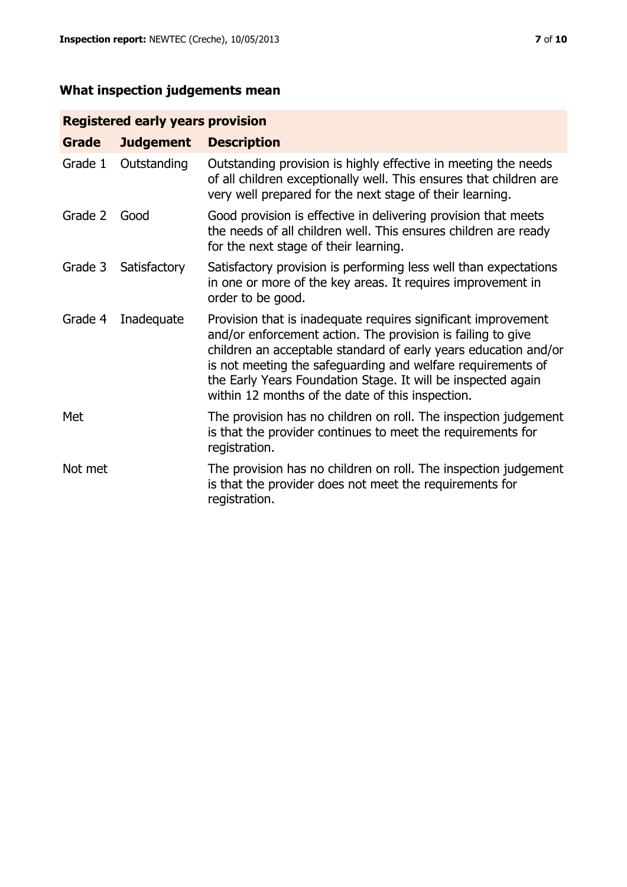## What inspection judgements mean

| Registered early years provision | | |
|---|---|---|
| **Grade** | **Judgement** | **Description** |
| Grade 1 | Outstanding | Outstanding provision is highly effective in meeting the needs of all children exceptionally well. This ensures that children are very well prepared for the next stage of their learning. |
| Grade 2 | Good | Good provision is effective in delivering provision that meets the needs of all children well. This ensures children are ready for the next stage of their learning. |
| Grade 3 | Satisfactory | Satisfactory provision is performing less well than expectations in one or more of the key areas. It requires improvement in order to be good. |
| Grade 4 | Inadequate | Provision that is inadequate requires significant improvement and/or enforcement action. The provision is failing to give children an acceptable standard of early years education and/or is not meeting the safeguarding and welfare requirements of the Early Years Foundation Stage. It will be inspected again within 12 months of the date of this inspection. |
| Met | | The provision has no children on roll. The inspection judgement is that the provider continues to meet the requirements for registration. |
| Not met | | The provision has no children on roll. The inspection judgement is that the provider does not meet the requirements for registration. |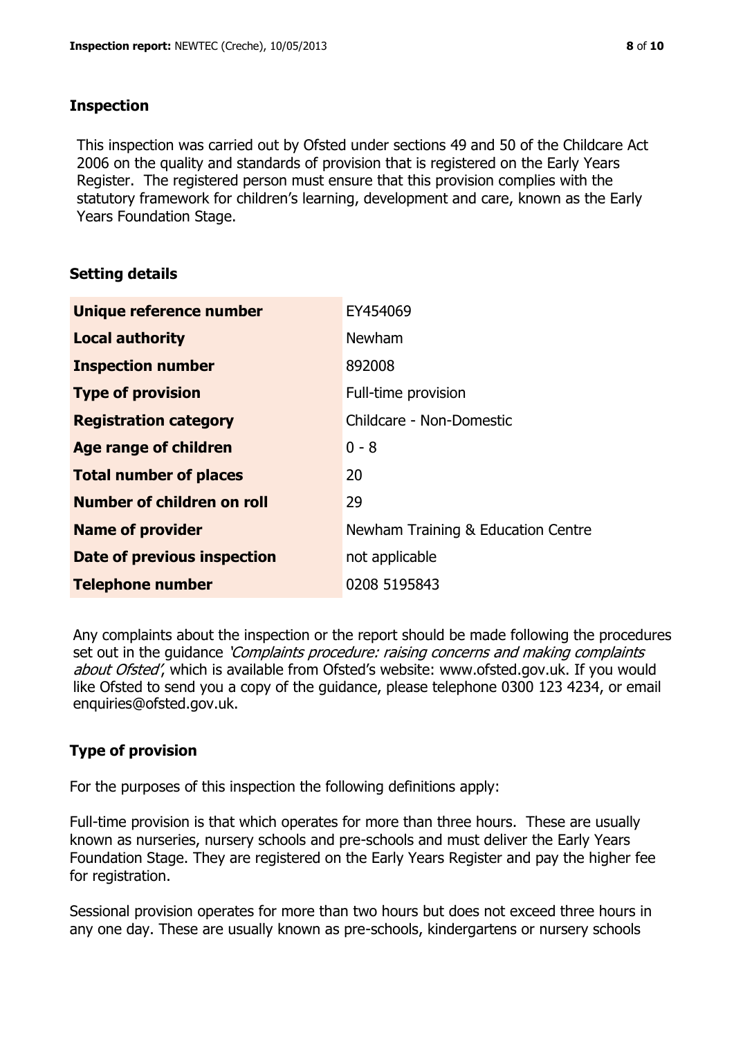## Inspection

This inspection was carried out by Ofsted under sections 49 and 50 of the Childcare Act 2006 on the quality and standards of provision that is registered on the Early Years Register. The registered person must ensure that this provision complies with the statutory framework for children's learning, development and care, known as the Early Years Foundation Stage.

## Setting details

| | |
|---|---|
| **Unique reference number** | EY454069 |
| **Local authority** | Newham |
| **Inspection number** | 892008 |
| **Type of provision** | Full-time provision |
| **Registration category** | Childcare - Non-Domestic |
| **Age range of children** | 0 - 8 |
| **Total number of places** | 20 |
| **Number of children on roll** | 29 |
| **Name of provider** | Newham Training & Education Centre |
| **Date of previous inspection** | not applicable |
| **Telephone number** | 0208 5195843 |

Any complaints about the inspection or the report should be made following the procedures set out in the guidance *'Complaints procedure: raising concerns and making complaints about Ofsted'*, which is available from Ofsted's website: www.ofsted.gov.uk. If you would like Ofsted to send you a copy of the guidance, please telephone 0300 123 4234, or email enquiries@ofsted.gov.uk.

## Type of provision

For the purposes of this inspection the following definitions apply:

Full-time provision is that which operates for more than three hours. These are usually known as nurseries, nursery schools and pre-schools and must deliver the Early Years Foundation Stage. They are registered on the Early Years Register and pay the higher fee for registration.

Sessional provision operates for more than two hours but does not exceed three hours in any one day. These are usually known as pre-schools, kindergartens or nursery schools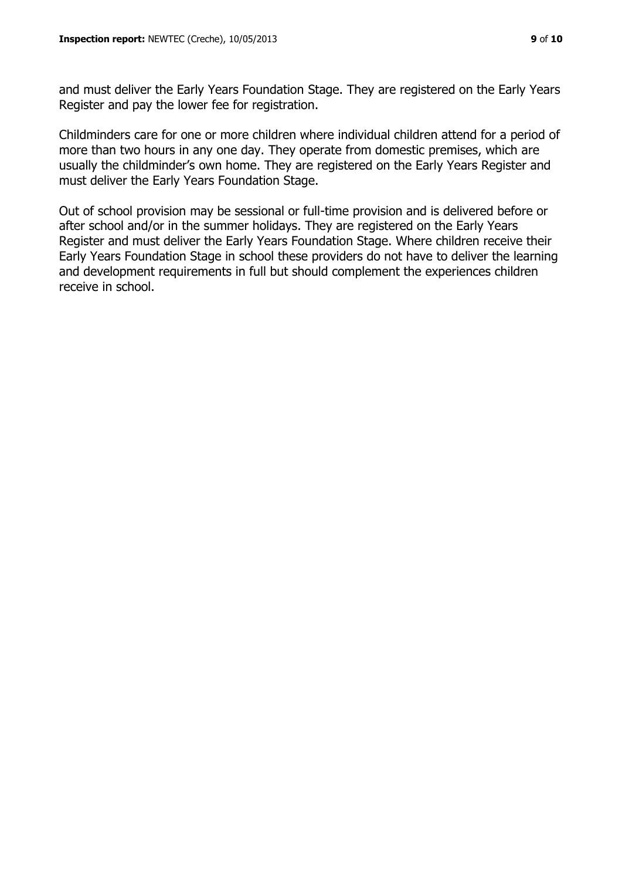and must deliver the Early Years Foundation Stage. They are registered on the Early Years Register and pay the lower fee for registration.

Childminders care for one or more children where individual children attend for a period of more than two hours in any one day. They operate from domestic premises, which are usually the childminder's own home. They are registered on the Early Years Register and must deliver the Early Years Foundation Stage.

Out of school provision may be sessional or full-time provision and is delivered before or after school and/or in the summer holidays. They are registered on the Early Years Register and must deliver the Early Years Foundation Stage. Where children receive their Early Years Foundation Stage in school these providers do not have to deliver the learning and development requirements in full but should complement the experiences children receive in school.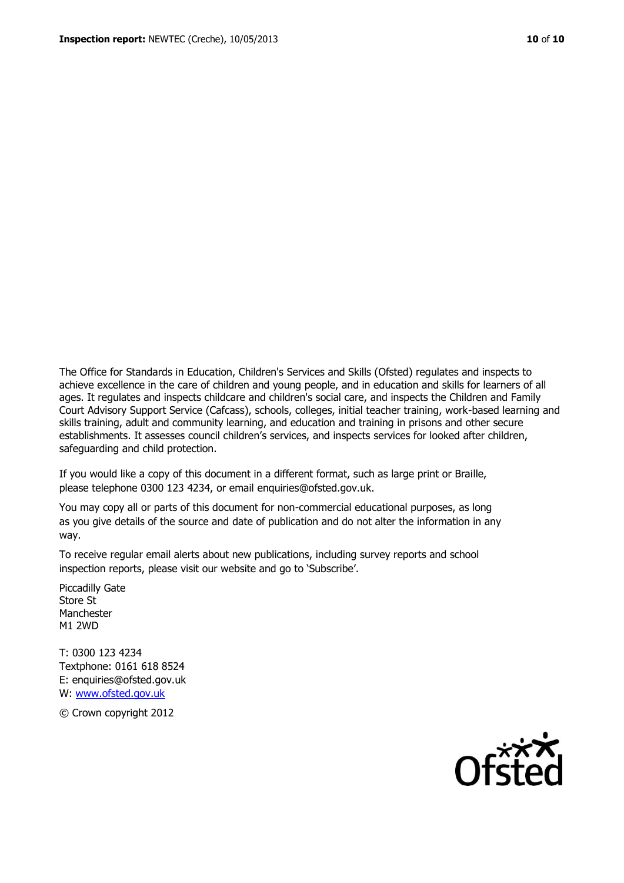The Office for Standards in Education, Children's Services and Skills (Ofsted) regulates and inspects to achieve excellence in the care of children and young people, and in education and skills for learners of all ages. It regulates and inspects childcare and children's social care, and inspects the Children and Family Court Advisory Support Service (Cafcass), schools, colleges, initial teacher training, work-based learning and skills training, adult and community learning, and education and training in prisons and other secure establishments. It assesses council children's services, and inspects services for looked after children, safeguarding and child protection.

If you would like a copy of this document in a different format, such as large print or Braille, please telephone 0300 123 4234, or email enquiries@ofsted.gov.uk.

You may copy all or parts of this document for non-commercial educational purposes, as long as you give details of the source and date of publication and do not alter the information in any way.

To receive regular email alerts about new publications, including survey reports and school inspection reports, please visit our website and go to 'Subscribe'.

Piccadilly Gate
Store St
Manchester
M1 2WD

T: 0300 123 4234
Textphone: 0161 618 8524
E: enquiries@ofsted.gov.uk
W: [www.ofsted.gov.uk](http://www.ofsted.gov.uk)

© Crown copyright 2012

Ofsted